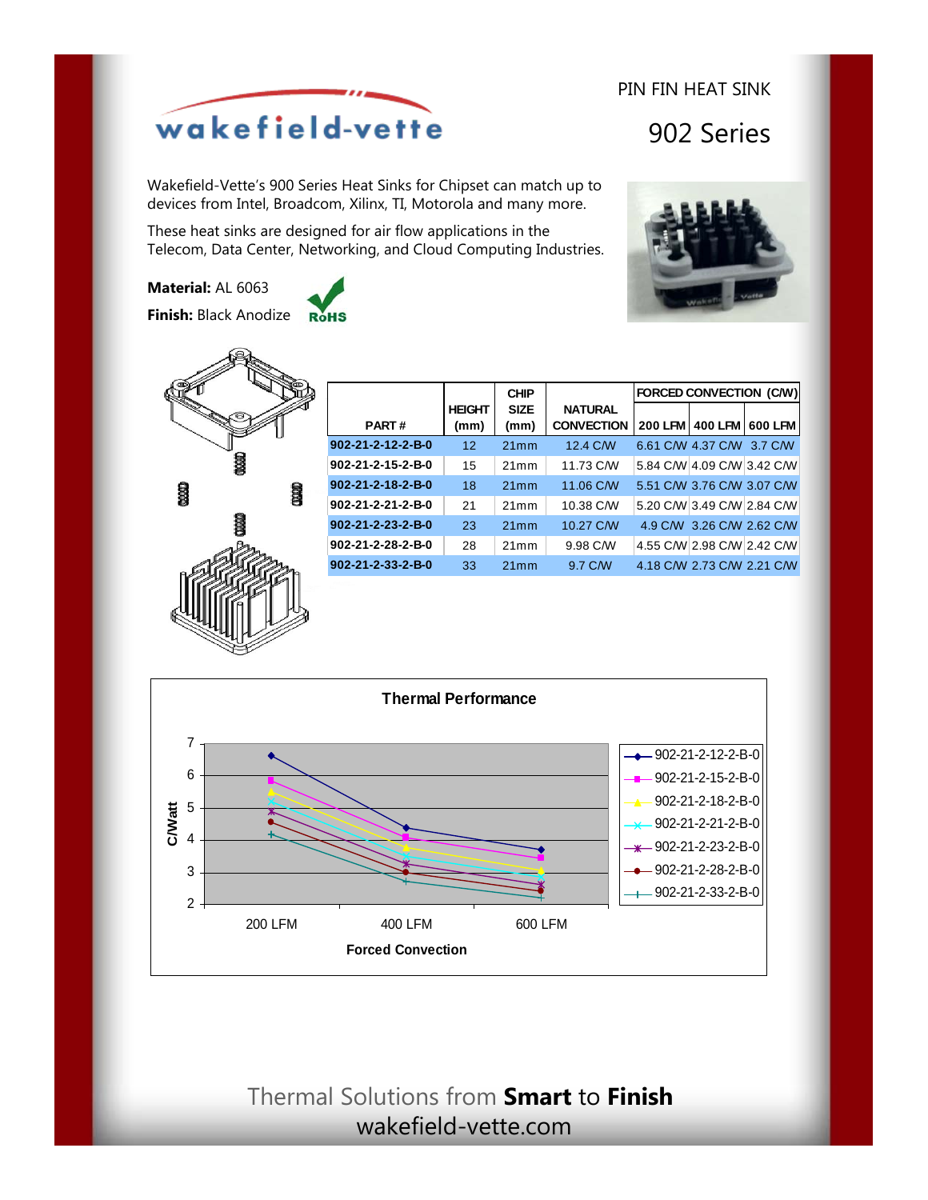PIN FIN HEAT SINK

# 902 Series

Wakefield-Vette's 900 Series Heat Sinks for Chipset can match up to devices from Intel, Broadcom, Xilinx, TI, Motorola and many more.

These heat sinks are designed for air flow applications in the Telecom, Data Center, Networking, and Cloud Computing Industries.

**Material:** AL 6063

**Finish:** Black Anodize

RoHS

| PART # | HEIGHT (mm) | CHIP SIZE (mm) | NATURAL CONVECTION | FORCED CONVECTION (C/W) | | |
|---|---|---|---|---|---|---|
| | | | | 200 LFM | 400 LFM | 600 LFM |
| 902-21-2-12-2-B-0 | 12 | 21mm | 12.4 C/W | 6.61 C/W | 4.37 C/W | 3.7 C/W |
| 902-21-2-15-2-B-0 | 15 | 21mm | 11.73 C/W | 5.84 C/W | 4.09 C/W | 3.42 C/W |
| 902-21-2-18-2-B-0 | 18 | 21mm | 11.06 C/W | 5.51 C/W | 3.76 C/W | 3.07 C/W |
| 902-21-2-21-2-B-0 | 21 | 21mm | 10.38 C/W | 5.20 C/W | 3.49 C/W | 2.84 C/W |
| 902-21-2-23-2-B-0 | 23 | 21mm | 10.27 C/W | 4.9 C/W | 3.26 C/W | 2.62 C/W |
| 902-21-2-28-2-B-0 | 28 | 21mm | 9.98 C/W | 4.55 C/W | 2.98 C/W | 2.42 C/W |
| 902-21-2-33-2-B-0 | 33 | 21mm | 9.7 C/W | 4.18 C/W | 2.73 C/W | 2.21 C/W |

**Thermal Performance**

Thermal Solutions from **Smart** to **Finish**

wakefield-vette.com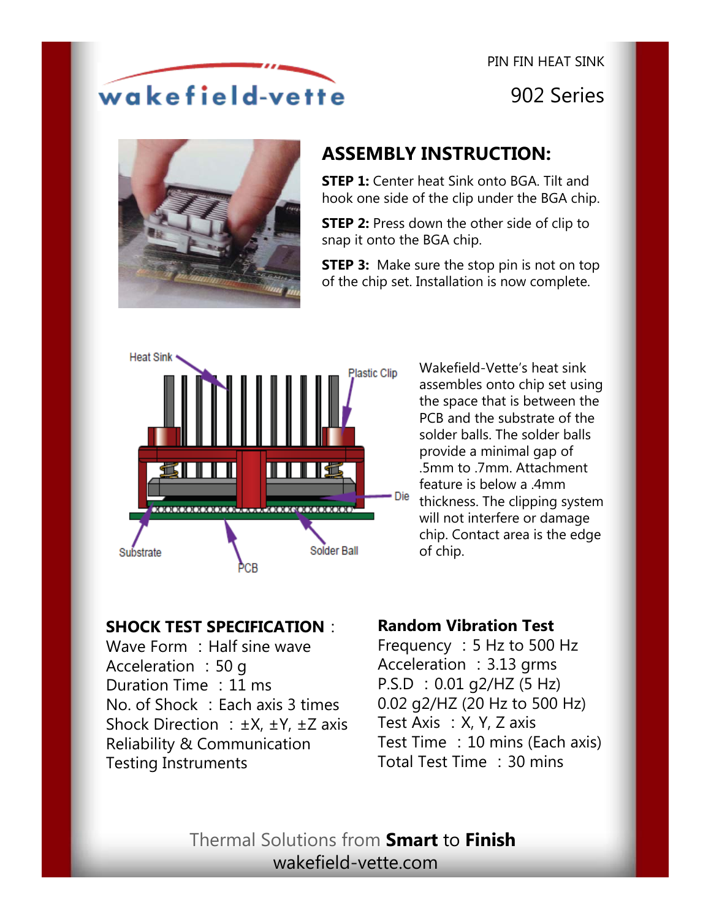PIN FIN HEAT SINK

# 902 Series

## ASSEMBLY INSTRUCTION:

**STEP 1:** Center heat Sink onto BGA. Tilt and hook one side of the clip under the BGA chip.

**STEP 2:** Press down the other side of clip to snap it onto the BGA chip.

**STEP 3:** Make sure the stop pin is not on top of the chip set. Installation is now complete.

Heat Sink

Plastic Clip

Die

Substrate

PCB

Solder Ball

Wakefield-Vette's heat sink assembles onto chip set using the space that is between the PCB and the substrate of the solder balls. The solder balls provide a minimal gap of .5mm to .7mm. Attachment feature is below a .4mm thickness. The clipping system will not interfere or damage chip. Contact area is the edge of chip.

**SHOCK TEST SPECIFICATION** :

Wave Form : Half sine wave
Acceleration : 50 g
Duration Time : 11 ms
No. of Shock : Each axis 3 times
Shock Direction : ±X, ±Y, ±Z axis
Reliability & Communication Testing Instruments

**Random Vibration Test**

Frequency : 5 Hz to 500 Hz
Acceleration : 3.13 grms
P.S.D : 0.01 g2/HZ (5 Hz)
0.02 g2/HZ (20 Hz to 500 Hz)
Test Axis : X, Y, Z axis
Test Time : 10 mins (Each axis)
Total Test Time : 30 mins

Thermal Solutions from **Smart** to **Finish**
wakefield-vette.com